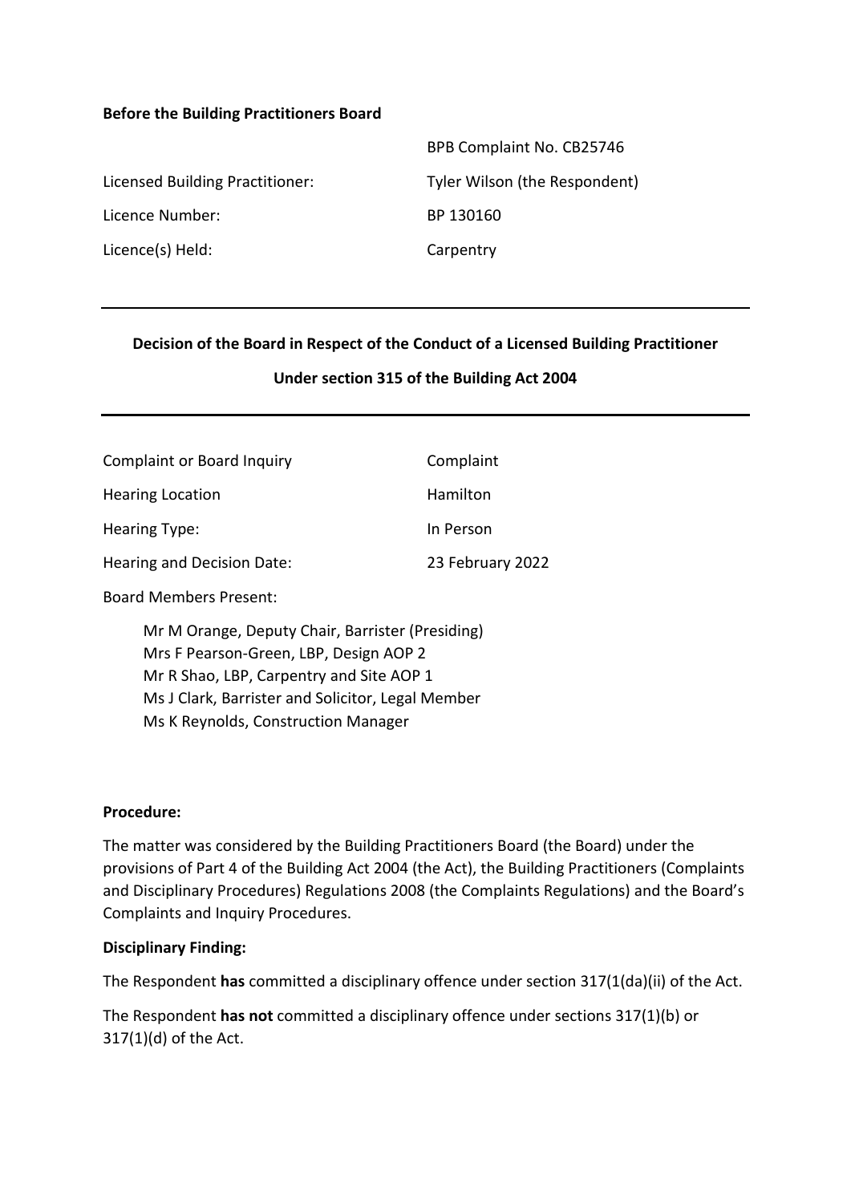**Before the Building Practitioners Board**

| | |
|---|---|
| | BPB Complaint No. CB25746 |
| Licensed Building Practitioner: | Tyler Wilson (the Respondent) |
| Licence Number: | BP 130160 |
| Licence(s) Held: | Carpentry |

---

**Decision of the Board in Respect of the Conduct of a Licensed Building Practitioner**

**Under section 315 of the Building Act 2004**

---

| | |
|---|---|
| Complaint or Board Inquiry | Complaint |
| Hearing Location | Hamilton |
| Hearing Type: | In Person |
| Hearing and Decision Date: | 23 February 2022 |

Board Members Present:

Mr M Orange, Deputy Chair, Barrister (Presiding)
Mrs F Pearson-Green, LBP, Design AOP 2
Mr R Shao, LBP, Carpentry and Site AOP 1
Ms J Clark, Barrister and Solicitor, Legal Member
Ms K Reynolds, Construction Manager

**Procedure:**

The matter was considered by the Building Practitioners Board (the Board) under the provisions of Part 4 of the Building Act 2004 (the Act), the Building Practitioners (Complaints and Disciplinary Procedures) Regulations 2008 (the Complaints Regulations) and the Board's Complaints and Inquiry Procedures.

**Disciplinary Finding:**

The Respondent **has** committed a disciplinary offence under section 317(1(da)(ii) of the Act.

The Respondent **has not** committed a disciplinary offence under sections 317(1)(b) or 317(1)(d) of the Act.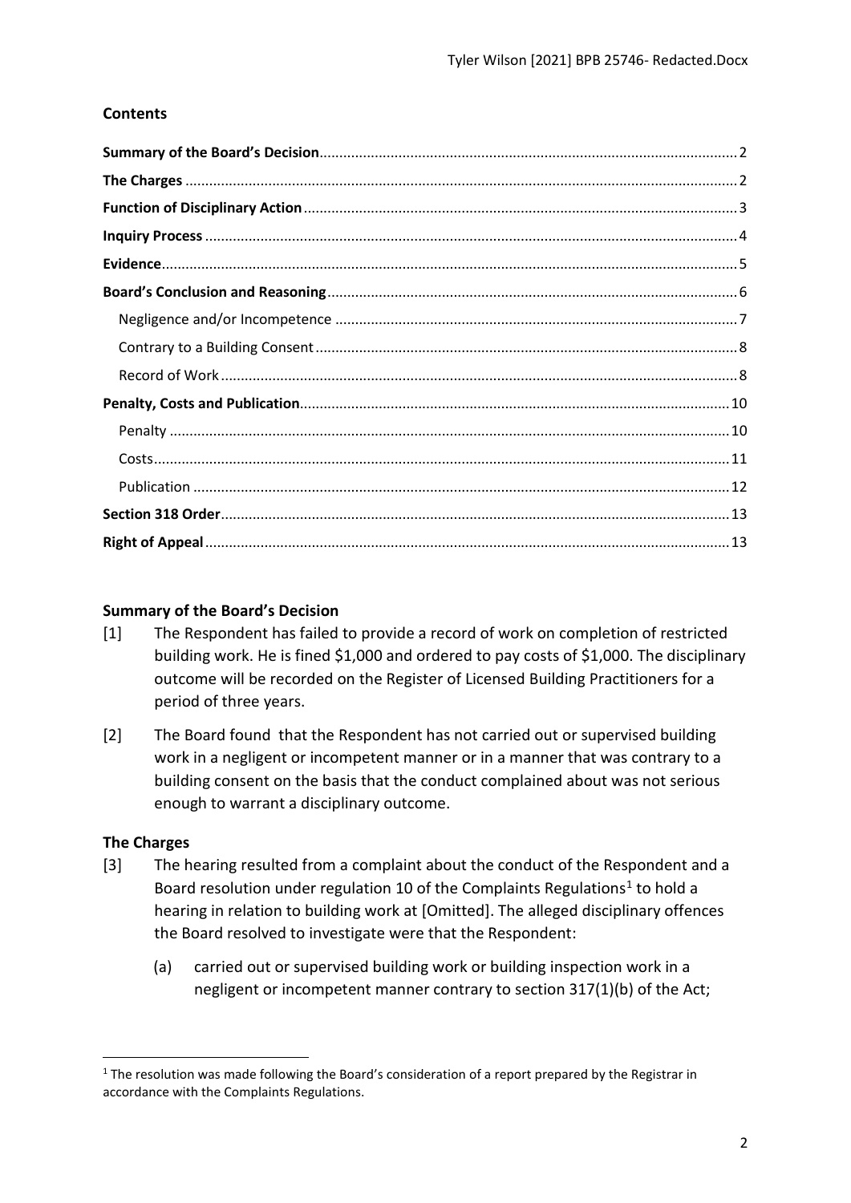## Contents

| | |
|---|---|
| **Summary of the Board's Decision** | 2 |
| **The Charges** | 2 |
| **Function of Disciplinary Action** | 3 |
| **Inquiry Process** | 4 |
| **Evidence** | 5 |
| **Board's Conclusion and Reasoning** | 6 |
| Negligence and/or Incompetence | 7 |
| Contrary to a Building Consent | 8 |
| Record of Work | 8 |
| **Penalty, Costs and Publication** | 10 |
| Penalty | 10 |
| Costs | 11 |
| Publication | 12 |
| **Section 318 Order** | 13 |
| **Right of Appeal** | 13 |

## Summary of the Board's Decision

[1] The Respondent has failed to provide a record of work on completion of restricted building work. He is fined $1,000 and ordered to pay costs of $1,000. The disciplinary outcome will be recorded on the Register of Licensed Building Practitioners for a period of three years.

[2] The Board found that the Respondent has not carried out or supervised building work in a negligent or incompetent manner or in a manner that was contrary to a building consent on the basis that the conduct complained about was not serious enough to warrant a disciplinary outcome.

## The Charges

[3] The hearing resulted from a complaint about the conduct of the Respondent and a Board resolution under regulation 10 of the Complaints Regulations[1] to hold a hearing in relation to building work at [Omitted]. The alleged disciplinary offences the Board resolved to investigate were that the Respondent:

(a) carried out or supervised building work or building inspection work in a negligent or incompetent manner contrary to section 317(1)(b) of the Act;

---

[1] The resolution was made following the Board's consideration of a report prepared by the Registrar in accordance with the Complaints Regulations.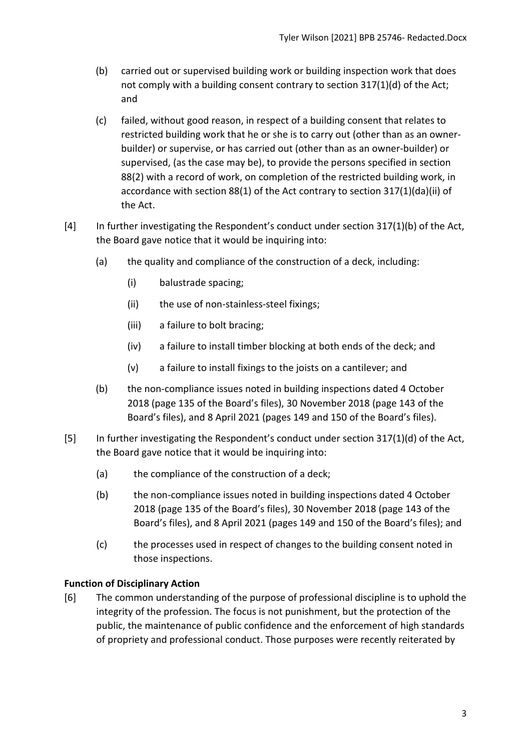(b) carried out or supervised building work or building inspection work that does not comply with a building consent contrary to section 317(1)(d) of the Act; and

(c) failed, without good reason, in respect of a building consent that relates to restricted building work that he or she is to carry out (other than as an owner-builder) or supervise, or has carried out (other than as an owner-builder) or supervised, (as the case may be), to provide the persons specified in section 88(2) with a record of work, on completion of the restricted building work, in accordance with section 88(1) of the Act contrary to section 317(1)(da)(ii) of the Act.

[4] In further investigating the Respondent's conduct under section 317(1)(b) of the Act, the Board gave notice that it would be inquiring into:

(a) the quality and compliance of the construction of a deck, including:

(i) balustrade spacing;

(ii) the use of non-stainless-steel fixings;

(iii) a failure to bolt bracing;

(iv) a failure to install timber blocking at both ends of the deck; and

(v) a failure to install fixings to the joists on a cantilever; and

(b) the non-compliance issues noted in building inspections dated 4 October 2018 (page 135 of the Board's files), 30 November 2018 (page 143 of the Board's files), and 8 April 2021 (pages 149 and 150 of the Board's files).

[5] In further investigating the Respondent's conduct under section 317(1)(d) of the Act, the Board gave notice that it would be inquiring into:

(a) the compliance of the construction of a deck;

(b) the non-compliance issues noted in building inspections dated 4 October 2018 (page 135 of the Board's files), 30 November 2018 (page 143 of the Board's files), and 8 April 2021 (pages 149 and 150 of the Board's files); and

(c) the processes used in respect of changes to the building consent noted in those inspections.

**Function of Disciplinary Action**

[6] The common understanding of the purpose of professional discipline is to uphold the integrity of the profession. The focus is not punishment, but the protection of the public, the maintenance of public confidence and the enforcement of high standards of propriety and professional conduct. Those purposes were recently reiterated by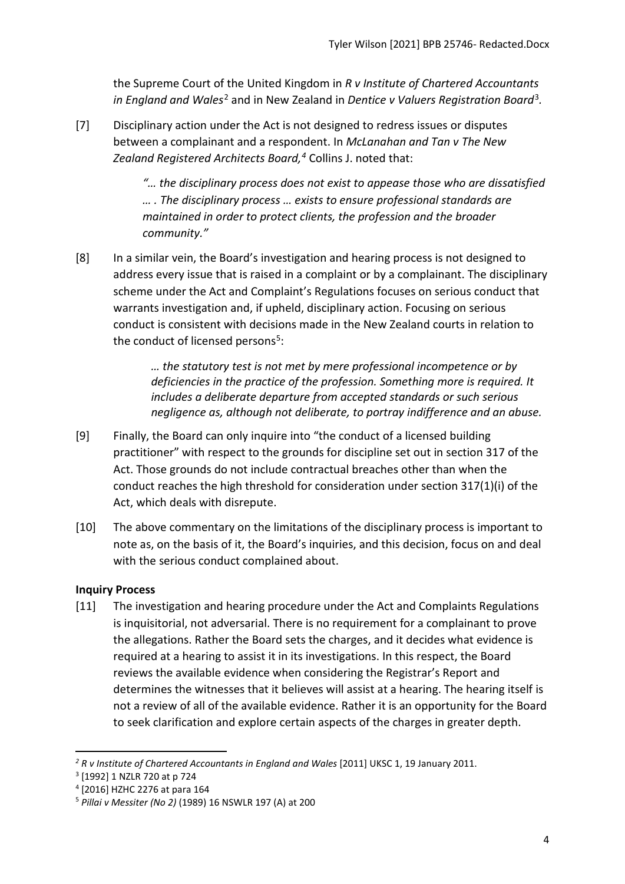the Supreme Court of the United Kingdom in *R v Institute of Chartered Accountants in England and Wales*[2] and in New Zealand in *Dentice v Valuers Registration Board*[3].

[7] Disciplinary action under the Act is not designed to redress issues or disputes between a complainant and a respondent. In *McLanahan and Tan v The New Zealand Registered Architects Board,*[4] Collins J. noted that:

> *"… the disciplinary process does not exist to appease those who are dissatisfied … . The disciplinary process … exists to ensure professional standards are maintained in order to protect clients, the profession and the broader community."*

[8] In a similar vein, the Board's investigation and hearing process is not designed to address every issue that is raised in a complaint or by a complainant. The disciplinary scheme under the Act and Complaint's Regulations focuses on serious conduct that warrants investigation and, if upheld, disciplinary action. Focusing on serious conduct is consistent with decisions made in the New Zealand courts in relation to the conduct of licensed persons[5]:

> *… the statutory test is not met by mere professional incompetence or by deficiencies in the practice of the profession. Something more is required. It includes a deliberate departure from accepted standards or such serious negligence as, although not deliberate, to portray indifference and an abuse.*

[9] Finally, the Board can only inquire into "the conduct of a licensed building practitioner" with respect to the grounds for discipline set out in section 317 of the Act. Those grounds do not include contractual breaches other than when the conduct reaches the high threshold for consideration under section 317(1)(i) of the Act, which deals with disrepute.

[10] The above commentary on the limitations of the disciplinary process is important to note as, on the basis of it, the Board's inquiries, and this decision, focus on and deal with the serious conduct complained about.

**Inquiry Process**

[11] The investigation and hearing procedure under the Act and Complaints Regulations is inquisitorial, not adversarial. There is no requirement for a complainant to prove the allegations. Rather the Board sets the charges, and it decides what evidence is required at a hearing to assist it in its investigations. In this respect, the Board reviews the available evidence when considering the Registrar's Report and determines the witnesses that it believes will assist at a hearing. The hearing itself is not a review of all of the available evidence. Rather it is an opportunity for the Board to seek clarification and explore certain aspects of the charges in greater depth.

---

[2] *R v Institute of Chartered Accountants in England and Wales* [2011] UKSC 1, 19 January 2011.

[3] [1992] 1 NZLR 720 at p 724

[4] [2016] HZHC 2276 at para 164

[5] *Pillai v Messiter (No 2)* (1989) 16 NSWLR 197 (A) at 200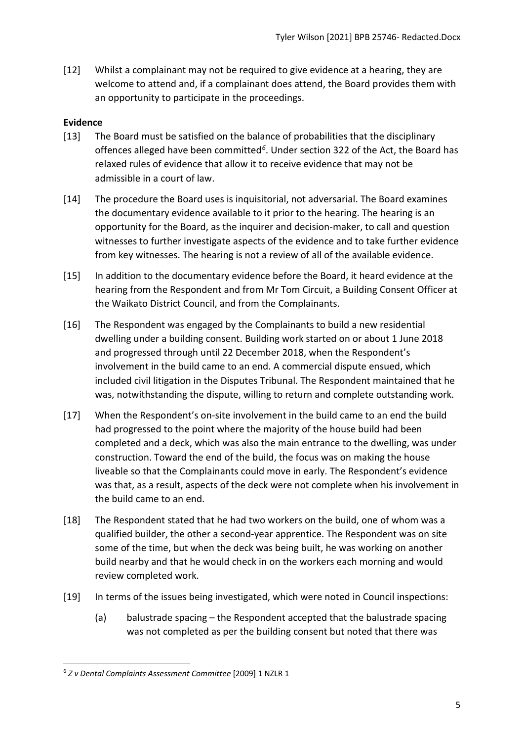[12] Whilst a complainant may not be required to give evidence at a hearing, they are welcome to attend and, if a complainant does attend, the Board provides them with an opportunity to participate in the proceedings.

**Evidence**

[13] The Board must be satisfied on the balance of probabilities that the disciplinary offences alleged have been committed[6]. Under section 322 of the Act, the Board has relaxed rules of evidence that allow it to receive evidence that may not be admissible in a court of law.

[14] The procedure the Board uses is inquisitorial, not adversarial. The Board examines the documentary evidence available to it prior to the hearing. The hearing is an opportunity for the Board, as the inquirer and decision-maker, to call and question witnesses to further investigate aspects of the evidence and to take further evidence from key witnesses. The hearing is not a review of all of the available evidence.

[15] In addition to the documentary evidence before the Board, it heard evidence at the hearing from the Respondent and from Mr Tom Circuit, a Building Consent Officer at the Waikato District Council, and from the Complainants.

[16] The Respondent was engaged by the Complainants to build a new residential dwelling under a building consent. Building work started on or about 1 June 2018 and progressed through until 22 December 2018, when the Respondent's involvement in the build came to an end. A commercial dispute ensued, which included civil litigation in the Disputes Tribunal. The Respondent maintained that he was, notwithstanding the dispute, willing to return and complete outstanding work.

[17] When the Respondent's on-site involvement in the build came to an end the build had progressed to the point where the majority of the house build had been completed and a deck, which was also the main entrance to the dwelling, was under construction. Toward the end of the build, the focus was on making the house liveable so that the Complainants could move in early. The Respondent's evidence was that, as a result, aspects of the deck were not complete when his involvement in the build came to an end.

[18] The Respondent stated that he had two workers on the build, one of whom was a qualified builder, the other a second-year apprentice. The Respondent was on site some of the time, but when the deck was being built, he was working on another build nearby and that he would check in on the workers each morning and would review completed work.

[19] In terms of the issues being investigated, which were noted in Council inspections:

(a) balustrade spacing – the Respondent accepted that the balustrade spacing was not completed as per the building consent but noted that there was

[6] *Z v Dental Complaints Assessment Committee* [2009] 1 NZLR 1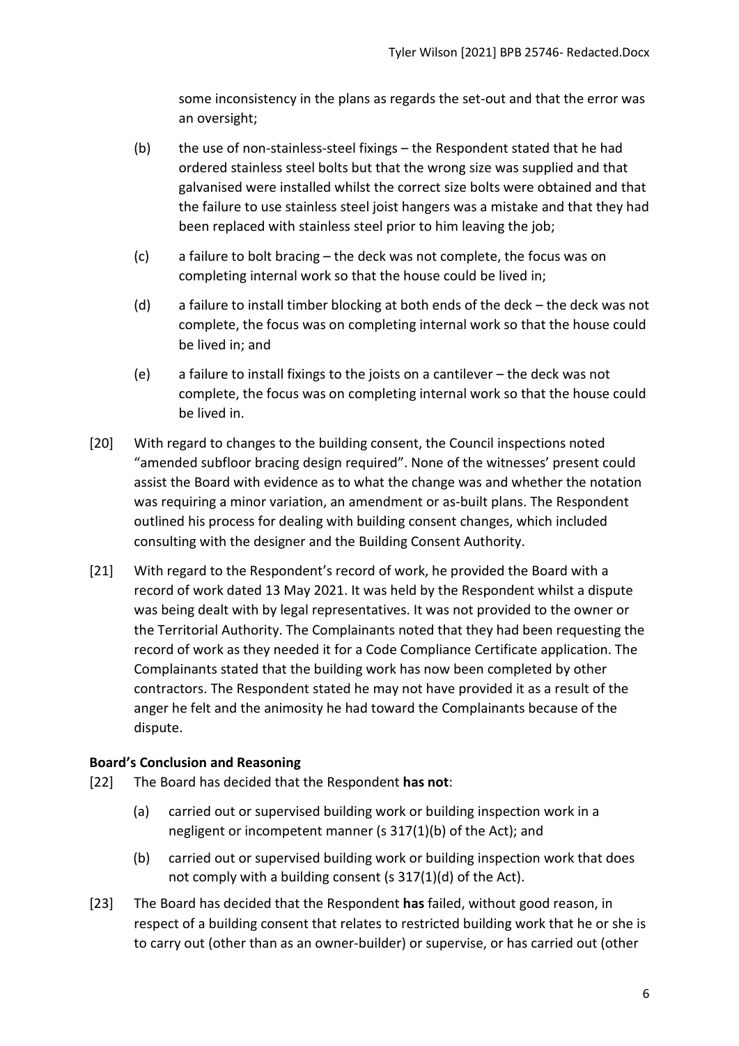some inconsistency in the plans as regards the set-out and that the error was an oversight;

(b) the use of non-stainless-steel fixings – the Respondent stated that he had ordered stainless steel bolts but that the wrong size was supplied and that galvanised were installed whilst the correct size bolts were obtained and that the failure to use stainless steel joist hangers was a mistake and that they had been replaced with stainless steel prior to him leaving the job;

(c) a failure to bolt bracing – the deck was not complete, the focus was on completing internal work so that the house could be lived in;

(d) a failure to install timber blocking at both ends of the deck – the deck was not complete, the focus was on completing internal work so that the house could be lived in; and

(e) a failure to install fixings to the joists on a cantilever – the deck was not complete, the focus was on completing internal work so that the house could be lived in.

[20] With regard to changes to the building consent, the Council inspections noted "amended subfloor bracing design required". None of the witnesses' present could assist the Board with evidence as to what the change was and whether the notation was requiring a minor variation, an amendment or as-built plans. The Respondent outlined his process for dealing with building consent changes, which included consulting with the designer and the Building Consent Authority.

[21] With regard to the Respondent's record of work, he provided the Board with a record of work dated 13 May 2021. It was held by the Respondent whilst a dispute was being dealt with by legal representatives. It was not provided to the owner or the Territorial Authority. The Complainants noted that they had been requesting the record of work as they needed it for a Code Compliance Certificate application. The Complainants stated that the building work has now been completed by other contractors. The Respondent stated he may not have provided it as a result of the anger he felt and the animosity he had toward the Complainants because of the dispute.

## Board's Conclusion and Reasoning

[22] The Board has decided that the Respondent **has not**:

(a) carried out or supervised building work or building inspection work in a negligent or incompetent manner (s 317(1)(b) of the Act); and

(b) carried out or supervised building work or building inspection work that does not comply with a building consent (s 317(1)(d) of the Act).

[23] The Board has decided that the Respondent **has** failed, without good reason, in respect of a building consent that relates to restricted building work that he or she is to carry out (other than as an owner-builder) or supervise, or has carried out (other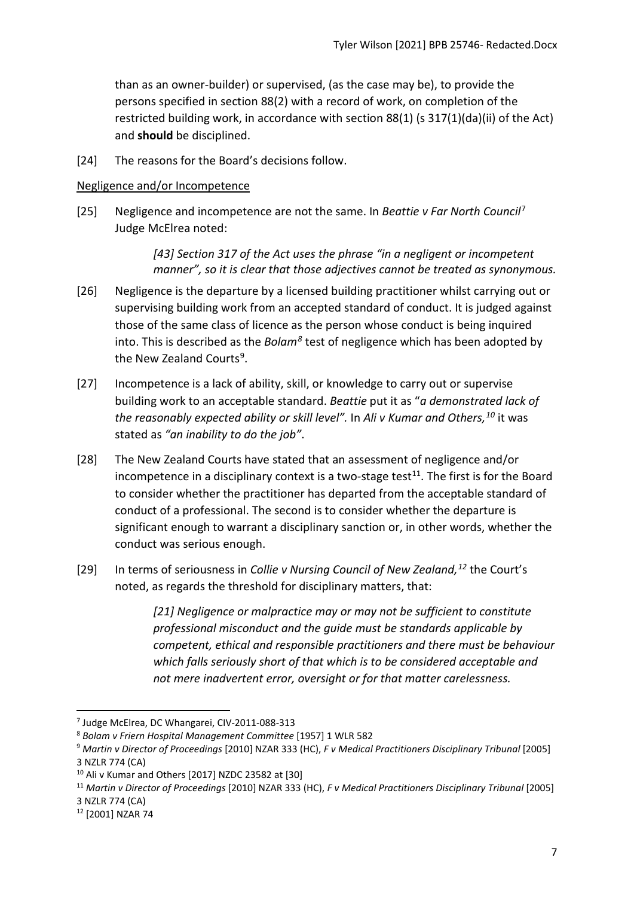than as an owner-builder) or supervised, (as the case may be), to provide the persons specified in section 88(2) with a record of work, on completion of the restricted building work, in accordance with section 88(1) (s 317(1)(da)(ii) of the Act) and **should** be disciplined.

[24] The reasons for the Board's decisions follow.

Negligence and/or Incompetence

[25] Negligence and incompetence are not the same. In *Beattie v Far North Council*[7] Judge McElrea noted:

> *[43] Section 317 of the Act uses the phrase "in a negligent or incompetent manner", so it is clear that those adjectives cannot be treated as synonymous.*

[26] Negligence is the departure by a licensed building practitioner whilst carrying out or supervising building work from an accepted standard of conduct. It is judged against those of the same class of licence as the person whose conduct is being inquired into. This is described as the *Bolam*[8] test of negligence which has been adopted by the New Zealand Courts[9].

[27] Incompetence is a lack of ability, skill, or knowledge to carry out or supervise building work to an acceptable standard. *Beattie* put it as "*a demonstrated lack of the reasonably expected ability or skill level".* In *Ali v Kumar and Others,*[10] it was stated as *"an inability to do the job"*.

[28] The New Zealand Courts have stated that an assessment of negligence and/or incompetence in a disciplinary context is a two-stage test[11]. The first is for the Board to consider whether the practitioner has departed from the acceptable standard of conduct of a professional. The second is to consider whether the departure is significant enough to warrant a disciplinary sanction or, in other words, whether the conduct was serious enough.

[29] In terms of seriousness in *Collie v Nursing Council of New Zealand,*[12] the Court's noted, as regards the threshold for disciplinary matters, that:

> *[21] Negligence or malpractice may or may not be sufficient to constitute professional misconduct and the guide must be standards applicable by competent, ethical and responsible practitioners and there must be behaviour which falls seriously short of that which is to be considered acceptable and not mere inadvertent error, oversight or for that matter carelessness.*

---

[7] Judge McElrea, DC Whangarei, CIV-2011-088-313

[8] *Bolam v Friern Hospital Management Committee* [1957] 1 WLR 582

[9] *Martin v Director of Proceedings* [2010] NZAR 333 (HC), *F v Medical Practitioners Disciplinary Tribunal* [2005] 3 NZLR 774 (CA)

[10] Ali v Kumar and Others [2017] NZDC 23582 at [30]

[11] *Martin v Director of Proceedings* [2010] NZAR 333 (HC), *F v Medical Practitioners Disciplinary Tribunal* [2005] 3 NZLR 774 (CA)

[12] [2001] NZAR 74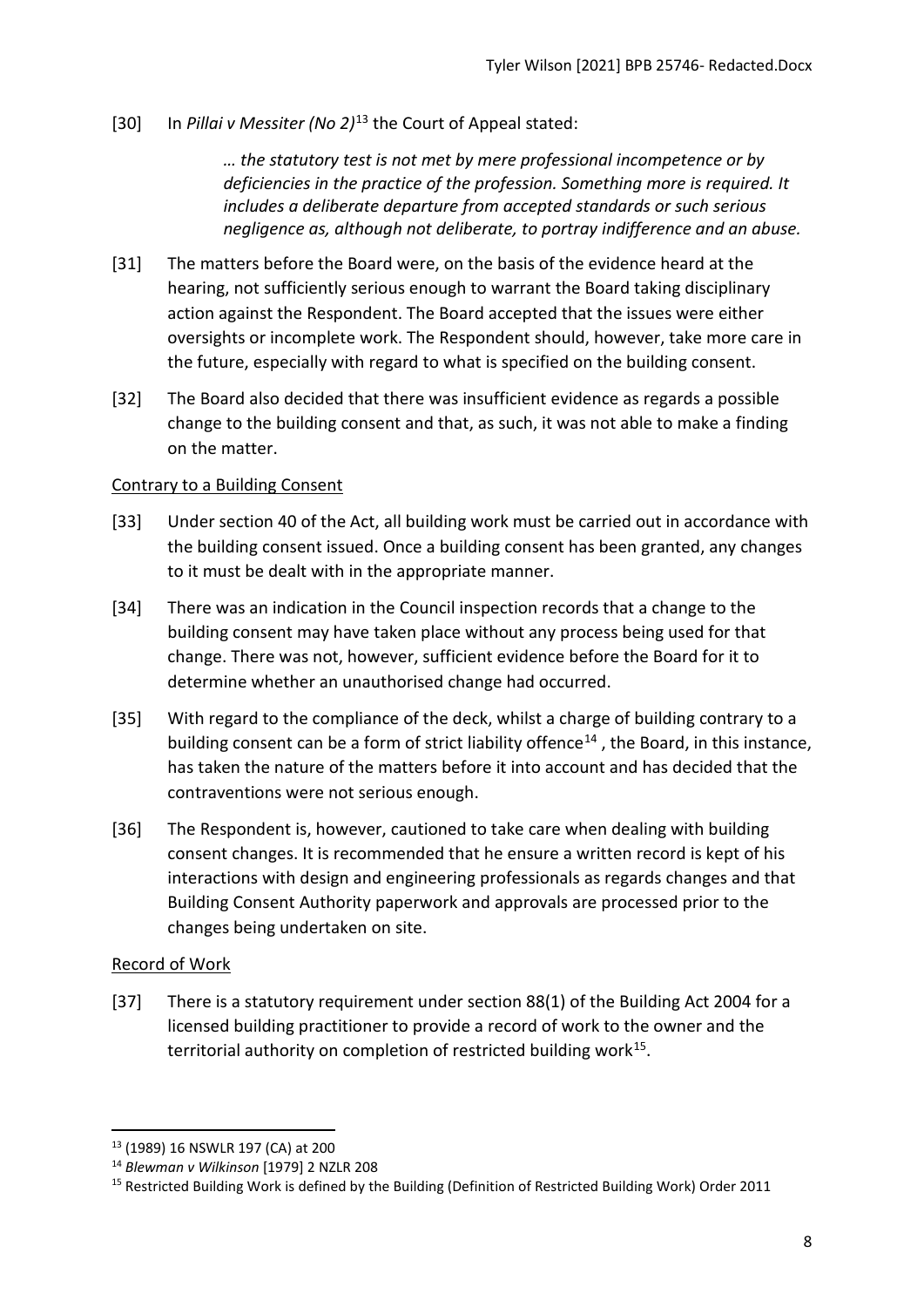[30] In *Pillai v Messiter (No 2)*[13] the Court of Appeal stated:

> *… the statutory test is not met by mere professional incompetence or by deficiencies in the practice of the profession. Something more is required. It includes a deliberate departure from accepted standards or such serious negligence as, although not deliberate, to portray indifference and an abuse.*

[31] The matters before the Board were, on the basis of the evidence heard at the hearing, not sufficiently serious enough to warrant the Board taking disciplinary action against the Respondent. The Board accepted that the issues were either oversights or incomplete work. The Respondent should, however, take more care in the future, especially with regard to what is specified on the building consent.

[32] The Board also decided that there was insufficient evidence as regards a possible change to the building consent and that, as such, it was not able to make a finding on the matter.

Contrary to a Building Consent

[33] Under section 40 of the Act, all building work must be carried out in accordance with the building consent issued. Once a building consent has been granted, any changes to it must be dealt with in the appropriate manner.

[34] There was an indication in the Council inspection records that a change to the building consent may have taken place without any process being used for that change. There was not, however, sufficient evidence before the Board for it to determine whether an unauthorised change had occurred.

[35] With regard to the compliance of the deck, whilst a charge of building contrary to a building consent can be a form of strict liability offence[14] , the Board, in this instance, has taken the nature of the matters before it into account and has decided that the contraventions were not serious enough.

[36] The Respondent is, however, cautioned to take care when dealing with building consent changes. It is recommended that he ensure a written record is kept of his interactions with design and engineering professionals as regards changes and that Building Consent Authority paperwork and approvals are processed prior to the changes being undertaken on site.

Record of Work

[37] There is a statutory requirement under section 88(1) of the Building Act 2004 for a licensed building practitioner to provide a record of work to the owner and the territorial authority on completion of restricted building work[15].

---

[13] (1989) 16 NSWLR 197 (CA) at 200

[14] *Blewman v Wilkinson* [1979] 2 NZLR 208

[15] Restricted Building Work is defined by the Building (Definition of Restricted Building Work) Order 2011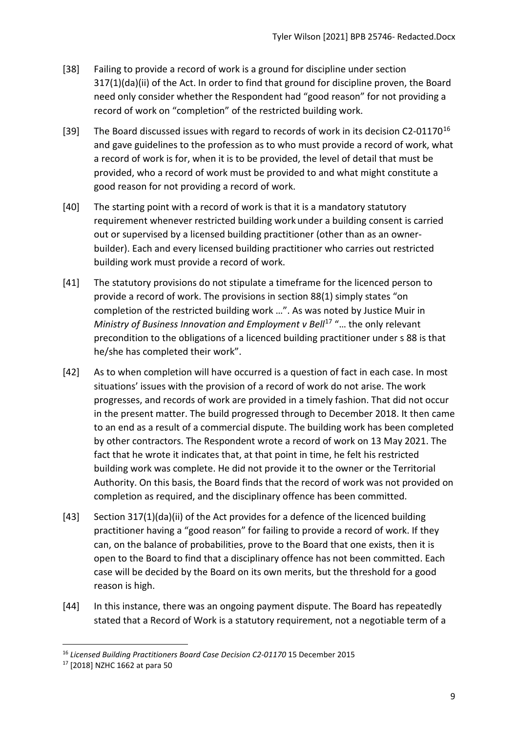[38] Failing to provide a record of work is a ground for discipline under section 317(1)(da)(ii) of the Act. In order to find that ground for discipline proven, the Board need only consider whether the Respondent had "good reason" for not providing a record of work on "completion" of the restricted building work.

[39] The Board discussed issues with regard to records of work in its decision C2-01170[16] and gave guidelines to the profession as to who must provide a record of work, what a record of work is for, when it is to be provided, the level of detail that must be provided, who a record of work must be provided to and what might constitute a good reason for not providing a record of work.

[40] The starting point with a record of work is that it is a mandatory statutory requirement whenever restricted building work under a building consent is carried out or supervised by a licensed building practitioner (other than as an owner-builder). Each and every licensed building practitioner who carries out restricted building work must provide a record of work.

[41] The statutory provisions do not stipulate a timeframe for the licenced person to provide a record of work. The provisions in section 88(1) simply states "on completion of the restricted building work …". As was noted by Justice Muir in *Ministry of Business Innovation and Employment v Bell*[17] "… the only relevant precondition to the obligations of a licenced building practitioner under s 88 is that he/she has completed their work".

[42] As to when completion will have occurred is a question of fact in each case. In most situations' issues with the provision of a record of work do not arise. The work progresses, and records of work are provided in a timely fashion. That did not occur in the present matter. The build progressed through to December 2018. It then came to an end as a result of a commercial dispute. The building work has been completed by other contractors. The Respondent wrote a record of work on 13 May 2021. The fact that he wrote it indicates that, at that point in time, he felt his restricted building work was complete. He did not provide it to the owner or the Territorial Authority. On this basis, the Board finds that the record of work was not provided on completion as required, and the disciplinary offence has been committed.

[43] Section 317(1)(da)(ii) of the Act provides for a defence of the licenced building practitioner having a "good reason" for failing to provide a record of work. If they can, on the balance of probabilities, prove to the Board that one exists, then it is open to the Board to find that a disciplinary offence has not been committed. Each case will be decided by the Board on its own merits, but the threshold for a good reason is high.

[44] In this instance, there was an ongoing payment dispute. The Board has repeatedly stated that a Record of Work is a statutory requirement, not a negotiable term of a

---

[16] *Licensed Building Practitioners Board Case Decision C2-01170* 15 December 2015

[17] [2018] NZHC 1662 at para 50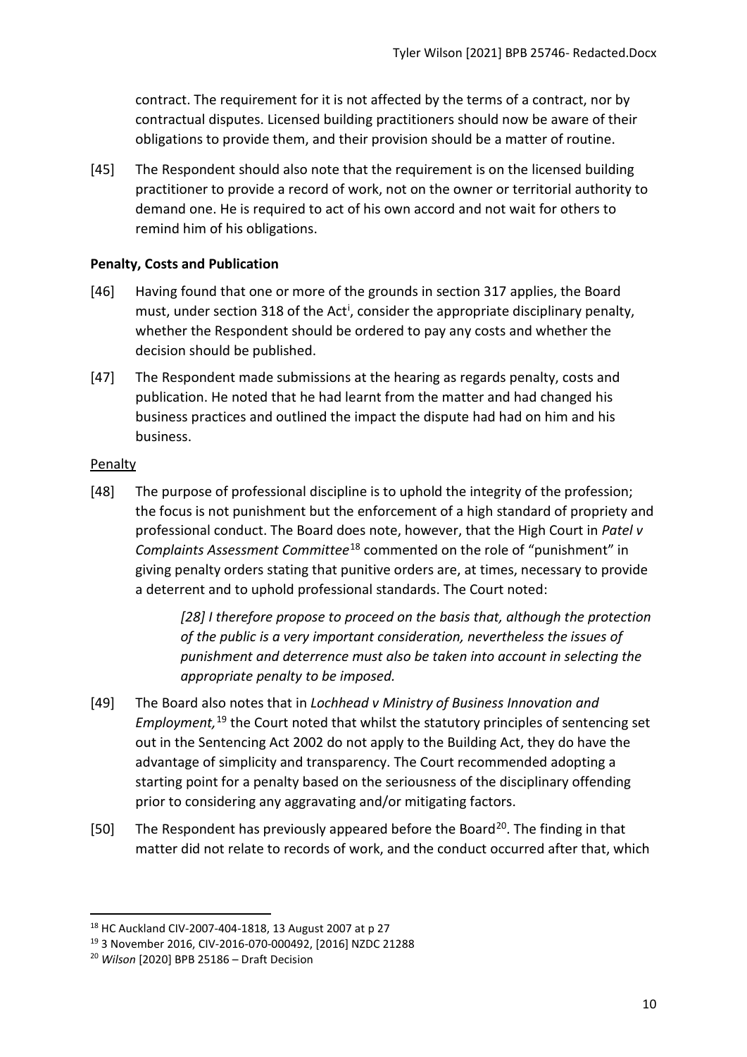contract. The requirement for it is not affected by the terms of a contract, nor by contractual disputes. Licensed building practitioners should now be aware of their obligations to provide them, and their provision should be a matter of routine.

[45] The Respondent should also note that the requirement is on the licensed building practitioner to provide a record of work, not on the owner or territorial authority to demand one. He is required to act of his own accord and not wait for others to remind him of his obligations.

**Penalty, Costs and Publication**

[46] Having found that one or more of the grounds in section 317 applies, the Board must, under section 318 of the Act[i], consider the appropriate disciplinary penalty, whether the Respondent should be ordered to pay any costs and whether the decision should be published.

[47] The Respondent made submissions at the hearing as regards penalty, costs and publication. He noted that he had learnt from the matter and had changed his business practices and outlined the impact the dispute had had on him and his business.

Penalty

[48] The purpose of professional discipline is to uphold the integrity of the profession; the focus is not punishment but the enforcement of a high standard of propriety and professional conduct. The Board does note, however, that the High Court in *Patel v Complaints Assessment Committee*[18] commented on the role of "punishment" in giving penalty orders stating that punitive orders are, at times, necessary to provide a deterrent and to uphold professional standards. The Court noted:

> *[28] I therefore propose to proceed on the basis that, although the protection of the public is a very important consideration, nevertheless the issues of punishment and deterrence must also be taken into account in selecting the appropriate penalty to be imposed.*

[49] The Board also notes that in *Lochhead v Ministry of Business Innovation and Employment,*[19] the Court noted that whilst the statutory principles of sentencing set out in the Sentencing Act 2002 do not apply to the Building Act, they do have the advantage of simplicity and transparency. The Court recommended adopting a starting point for a penalty based on the seriousness of the disciplinary offending prior to considering any aggravating and/or mitigating factors.

[50] The Respondent has previously appeared before the Board[20]. The finding in that matter did not relate to records of work, and the conduct occurred after that, which

---

[18] HC Auckland CIV-2007-404-1818, 13 August 2007 at p 27

[19] 3 November 2016, CIV-2016-070-000492, [2016] NZDC 21288

[20] *Wilson* [2020] BPB 25186 – Draft Decision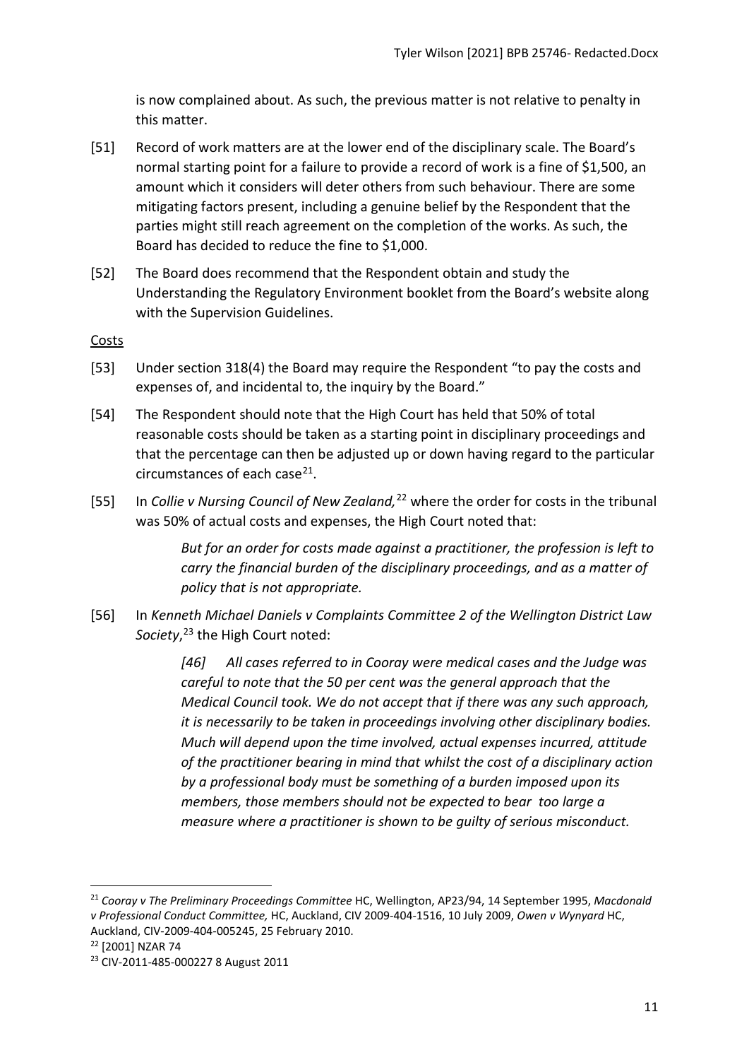is now complained about. As such, the previous matter is not relative to penalty in this matter.

[51] Record of work matters are at the lower end of the disciplinary scale. The Board's normal starting point for a failure to provide a record of work is a fine of $1,500, an amount which it considers will deter others from such behaviour. There are some mitigating factors present, including a genuine belief by the Respondent that the parties might still reach agreement on the completion of the works. As such, the Board has decided to reduce the fine to $1,000.

[52] The Board does recommend that the Respondent obtain and study the Understanding the Regulatory Environment booklet from the Board's website along with the Supervision Guidelines.

Costs

[53] Under section 318(4) the Board may require the Respondent "to pay the costs and expenses of, and incidental to, the inquiry by the Board."

[54] The Respondent should note that the High Court has held that 50% of total reasonable costs should be taken as a starting point in disciplinary proceedings and that the percentage can then be adjusted up or down having regard to the particular circumstances of each case[21].

[55] In *Collie v Nursing Council of New Zealand,*[22] where the order for costs in the tribunal was 50% of actual costs and expenses, the High Court noted that:

> *But for an order for costs made against a practitioner, the profession is left to carry the financial burden of the disciplinary proceedings, and as a matter of policy that is not appropriate.*

[56] In *Kenneth Michael Daniels v Complaints Committee 2 of the Wellington District Law Society*,[23] the High Court noted:

> *[46] All cases referred to in Cooray were medical cases and the Judge was careful to note that the 50 per cent was the general approach that the Medical Council took. We do not accept that if there was any such approach, it is necessarily to be taken in proceedings involving other disciplinary bodies. Much will depend upon the time involved, actual expenses incurred, attitude of the practitioner bearing in mind that whilst the cost of a disciplinary action by a professional body must be something of a burden imposed upon its members, those members should not be expected to bear too large a measure where a practitioner is shown to be guilty of serious misconduct.*

---

[21] *Cooray v The Preliminary Proceedings Committee* HC, Wellington, AP23/94, 14 September 1995, *Macdonald v Professional Conduct Committee,* HC, Auckland, CIV 2009-404-1516, 10 July 2009, *Owen v Wynyard* HC, Auckland, CIV-2009-404-005245, 25 February 2010.

[22] [2001] NZAR 74

[23] CIV-2011-485-000227 8 August 2011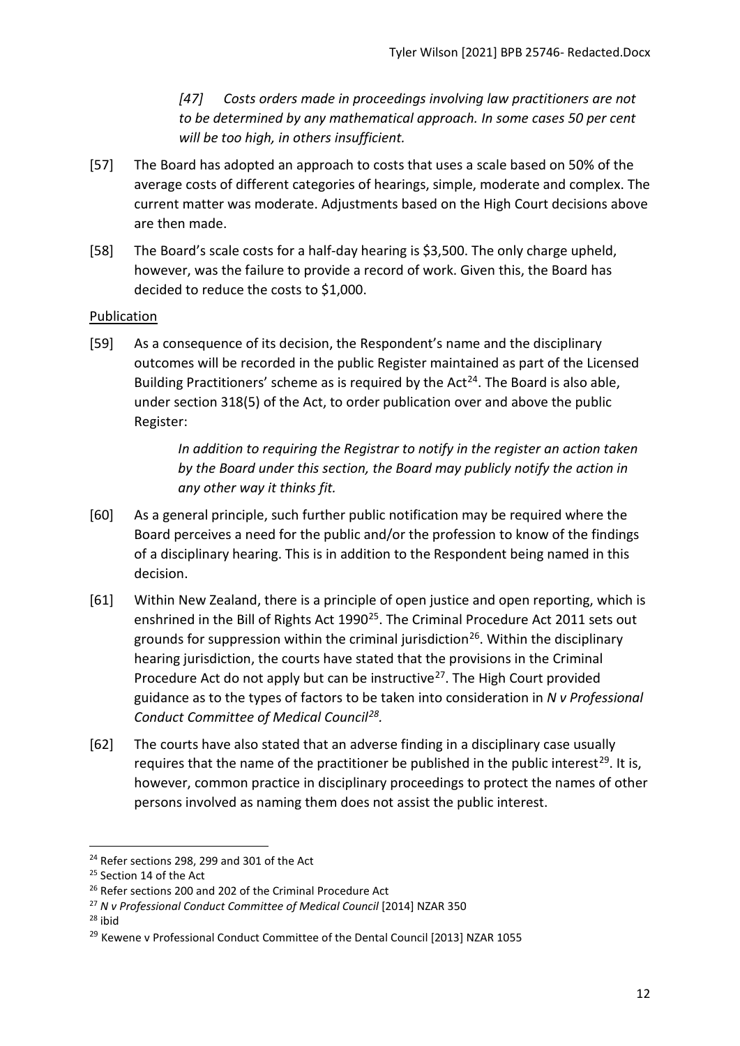> *[47] Costs orders made in proceedings involving law practitioners are not to be determined by any mathematical approach. In some cases 50 per cent will be too high, in others insufficient.*

[57] The Board has adopted an approach to costs that uses a scale based on 50% of the average costs of different categories of hearings, simple, moderate and complex. The current matter was moderate. Adjustments based on the High Court decisions above are then made.

[58] The Board's scale costs for a half-day hearing is $3,500. The only charge upheld, however, was the failure to provide a record of work. Given this, the Board has decided to reduce the costs to $1,000.

Publication

[59] As a consequence of its decision, the Respondent's name and the disciplinary outcomes will be recorded in the public Register maintained as part of the Licensed Building Practitioners' scheme as is required by the Act[24]. The Board is also able, under section 318(5) of the Act, to order publication over and above the public Register:

> *In addition to requiring the Registrar to notify in the register an action taken by the Board under this section, the Board may publicly notify the action in any other way it thinks fit.*

[60] As a general principle, such further public notification may be required where the Board perceives a need for the public and/or the profession to know of the findings of a disciplinary hearing. This is in addition to the Respondent being named in this decision.

[61] Within New Zealand, there is a principle of open justice and open reporting, which is enshrined in the Bill of Rights Act 1990[25]. The Criminal Procedure Act 2011 sets out grounds for suppression within the criminal jurisdiction[26]. Within the disciplinary hearing jurisdiction, the courts have stated that the provisions in the Criminal Procedure Act do not apply but can be instructive[27]. The High Court provided guidance as to the types of factors to be taken into consideration in *N v Professional Conduct Committee of Medical Council*[28].

[62] The courts have also stated that an adverse finding in a disciplinary case usually requires that the name of the practitioner be published in the public interest[29]. It is, however, common practice in disciplinary proceedings to protect the names of other persons involved as naming them does not assist the public interest.

---

[24] Refer sections 298, 299 and 301 of the Act

[25] Section 14 of the Act

[26] Refer sections 200 and 202 of the Criminal Procedure Act

[27] *N v Professional Conduct Committee of Medical Council* [2014] NZAR 350

[28] ibid

[29] Kewene v Professional Conduct Committee of the Dental Council [2013] NZAR 1055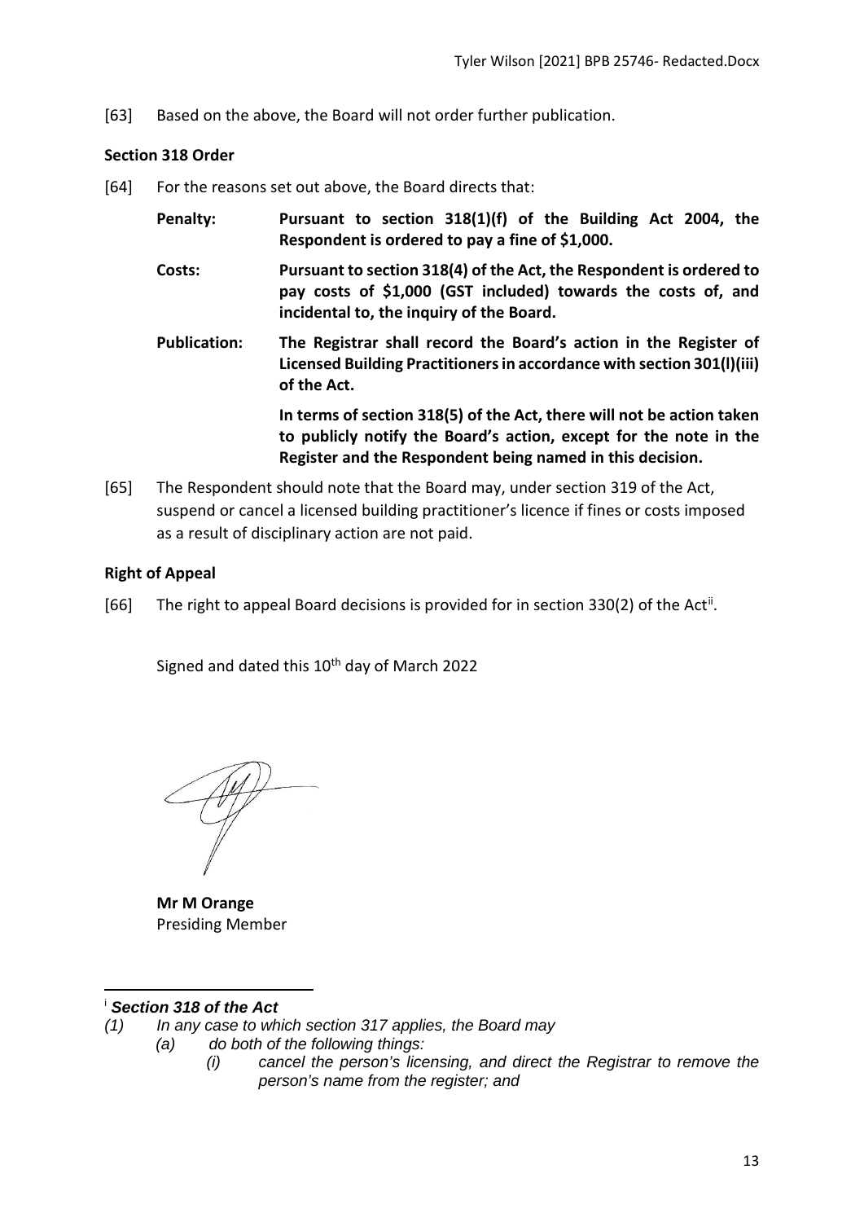[63] Based on the above, the Board will not order further publication.

**Section 318 Order**

[64] For the reasons set out above, the Board directs that:

**Penalty:** **Pursuant to section 318(1)(f) of the Building Act 2004, the Respondent is ordered to pay a fine of $1,000.**

**Costs:** **Pursuant to section 318(4) of the Act, the Respondent is ordered to pay costs of $1,000 (GST included) towards the costs of, and incidental to, the inquiry of the Board.**

**Publication:** **The Registrar shall record the Board's action in the Register of Licensed Building Practitioners in accordance with section 301(l)(iii) of the Act.**

**In terms of section 318(5) of the Act, there will not be action taken to publicly notify the Board's action, except for the note in the Register and the Respondent being named in this decision.**

[65] The Respondent should note that the Board may, under section 319 of the Act, suspend or cancel a licensed building practitioner's licence if fines or costs imposed as a result of disciplinary action are not paid.

**Right of Appeal**

[66] The right to appeal Board decisions is provided for in section 330(2) of the Act[ii].

Signed and dated this 10th day of March 2022

**Mr M Orange**
Presiding Member

---

[i] ***Section 318 of the Act***

*(1) In any case to which section 317 applies, the Board may*

*(a) do both of the following things:*

*(i) cancel the person's licensing, and direct the Registrar to remove the person's name from the register; and*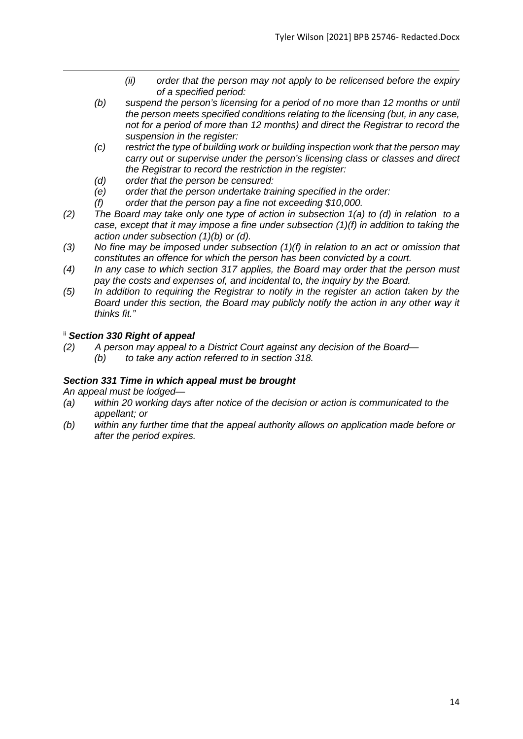*(ii) order that the person may not apply to be relicensed before the expiry of a specified period:*

*(b) suspend the person's licensing for a period of no more than 12 months or until the person meets specified conditions relating to the licensing (but, in any case, not for a period of more than 12 months) and direct the Registrar to record the suspension in the register:*

*(c) restrict the type of building work or building inspection work that the person may carry out or supervise under the person's licensing class or classes and direct the Registrar to record the restriction in the register:*

*(d) order that the person be censured:*

*(e) order that the person undertake training specified in the order:*

*(f) order that the person pay a fine not exceeding $10,000.*

*(2) The Board may take only one type of action in subsection 1(a) to (d) in relation to a case, except that it may impose a fine under subsection (1)(f) in addition to taking the action under subsection (1)(b) or (d).*

*(3) No fine may be imposed under subsection (1)(f) in relation to an act or omission that constitutes an offence for which the person has been convicted by a court.*

*(4) In any case to which section 317 applies, the Board may order that the person must pay the costs and expenses of, and incidental to, the inquiry by the Board.*

*(5) In addition to requiring the Registrar to notify in the register an action taken by the Board under this section, the Board may publicly notify the action in any other way it thinks fit."*

[ii] ***Section 330 Right of appeal***

*(2) A person may appeal to a District Court against any decision of the Board—*

*(b) to take any action referred to in section 318.*

***Section 331 Time in which appeal must be brought***

*An appeal must be lodged—*

*(a) within 20 working days after notice of the decision or action is communicated to the appellant; or*

*(b) within any further time that the appeal authority allows on application made before or after the period expires.*